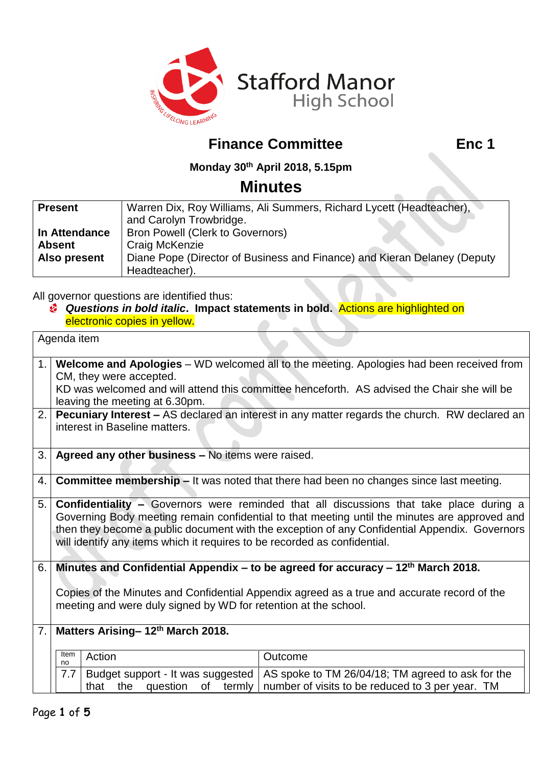Stafford Manor High School

INSPIRING LIFELONG LEARNING

# Finance Committee

**Enc 1**

**Monday 30th April 2018, 5.15pm**

## Minutes

| | |
|---|---|
| **Present** | Warren Dix, Roy Williams, Ali Summers, Richard Lycett (Headteacher), and Carolyn Trowbridge. |
| **In Attendance** | Bron Powell (Clerk to Governors) |
| **Absent** | Craig McKenzie |
| **Also present** | Diane Pope (Director of Business and Finance) and Kieran Delaney (Deputy Headteacher). |

All governor questions are identified thus:

- ***Questions in bold italic*. Impact statements in bold.** Actions are highlighted on electronic copies in yellow.

| | Agenda item |
|---|---|
| 1. | **Welcome and Apologies** – WD welcomed all to the meeting. Apologies had been received from CM, they were accepted.<br>KD was welcomed and will attend this committee henceforth. AS advised the Chair she will be leaving the meeting at 6.30pm. |
| 2. | **Pecuniary Interest –** AS declared an interest in any matter regards the church. RW declared an interest in Baseline matters. |
| 3. | **Agreed any other business –** No items were raised. |
| 4. | **Committee membership –** It was noted that there had been no changes since last meeting. |
| 5. | **Confidentiality –** Governors were reminded that all discussions that take place during a Governing Body meeting remain confidential to that meeting until the minutes are approved and then they become a public document with the exception of any Confidential Appendix. Governors will identify any items which it requires to be recorded as confidential. |
| 6. | **Minutes and Confidential Appendix – to be agreed for accuracy – 12th March 2018.**<br><br>Copies of the Minutes and Confidential Appendix agreed as a true and accurate record of the meeting and were duly signed by WD for retention at the school. |
| 7. | **Matters Arising– 12th March 2018.** |

| Item no | Action | Outcome |
|---|---|---|
| 7.7 | Budget support - It was suggested that the question of termly | AS spoke to TM 26/04/18; TM agreed to ask for the number of visits to be reduced to 3 per year. TM |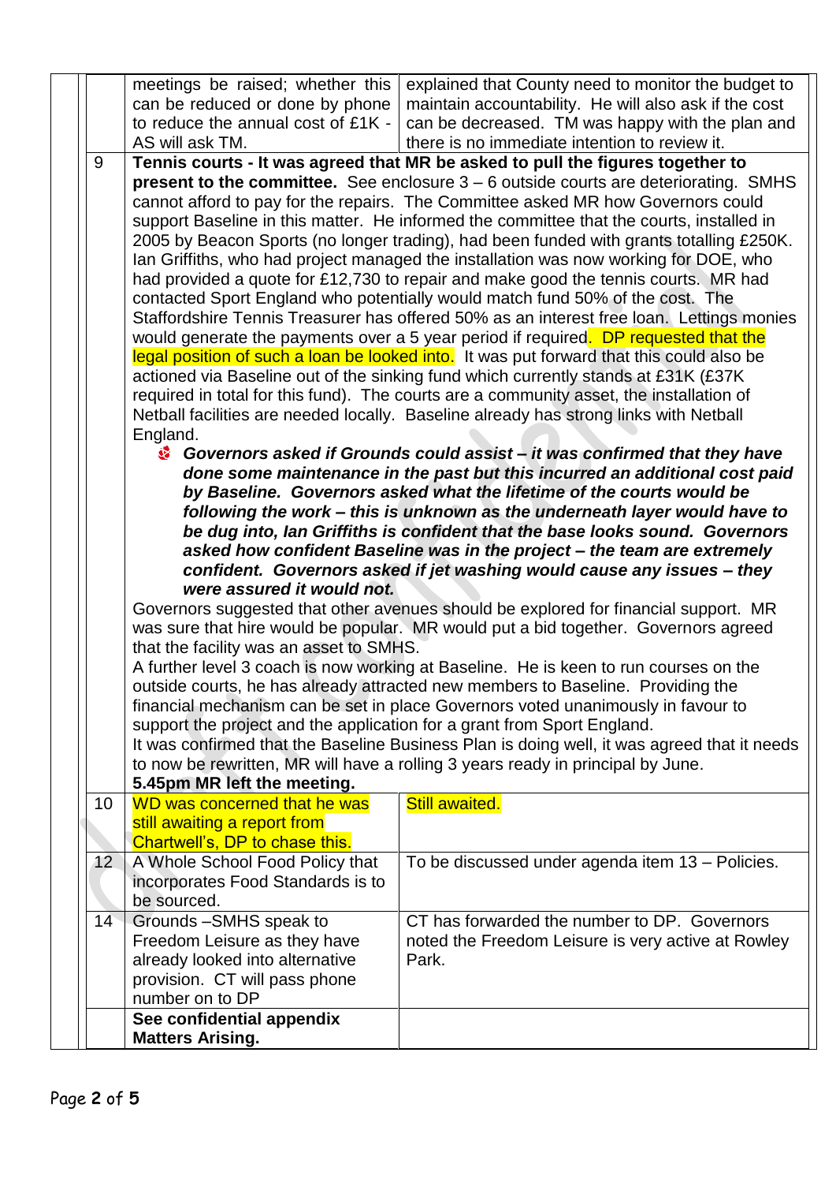| | | |
|---|---|---|
| | meetings be raised; whether this can be reduced or done by phone to reduce the annual cost of £1K - AS will ask TM. | explained that County need to monitor the budget to maintain accountability. He will also ask if the cost can be decreased. TM was happy with the plan and there is no immediate intention to review it. |
| 9 | **Tennis courts - It was agreed that MR be asked to pull the figures together to present to the committee.** See enclosure 3 – 6 outside courts are deteriorating. SMHS cannot afford to pay for the repairs. The Committee asked MR how Governors could support Baseline in this matter. He informed the committee that the courts, installed in 2005 by Beacon Sports (no longer trading), had been funded with grants totalling £250K. Ian Griffiths, who had project managed the installation was now working for DOE, who had provided a quote for £12,730 to repair and make good the tennis courts. MR had contacted Sport England who potentially would match fund 50% of the cost. The Staffordshire Tennis Treasurer has offered 50% as an interest free loan. Lettings monies would generate the payments over a 5 year period if required. DP requested that the legal position of such a loan be looked into. It was put forward that this could also be actioned via Baseline out of the sinking fund which currently stands at £31K (£37K required in total for this fund). The courts are a community asset, the installation of Netball facilities are needed locally. Baseline already has strong links with Netball England.<br>- ***Governors asked if Grounds could assist – it was confirmed that they have done some maintenance in the past but this incurred an additional cost paid by Baseline. Governors asked what the lifetime of the courts would be following the work – this is unknown as the underneath layer would have to be dug into, Ian Griffiths is confident that the base looks sound. Governors asked how confident Baseline was in the project – the team are extremely confident. Governors asked if jet washing would cause any issues – they were assured it would not.***<br>Governors suggested that other avenues should be explored for financial support. MR was sure that hire would be popular. MR would put a bid together. Governors agreed that the facility was an asset to SMHS.<br>A further level 3 coach is now working at Baseline. He is keen to run courses on the outside courts, he has already attracted new members to Baseline. Providing the financial mechanism can be set in place Governors voted unanimously in favour to support the project and the application for a grant from Sport England.<br>It was confirmed that the Baseline Business Plan is doing well, it was agreed that it needs to now be rewritten, MR will have a rolling 3 years ready in principal by June.<br>**5.45pm MR left the meeting.** | |
| 10 | WD was concerned that he was still awaiting a report from Chartwell's, DP to chase this. | Still awaited. |
| 12 | A Whole School Food Policy that incorporates Food Standards is to be sourced. | To be discussed under agenda item 13 – Policies. |
| 14 | Grounds –SMHS speak to Freedom Leisure as they have already looked into alternative provision. CT will pass phone number on to DP | CT has forwarded the number to DP. Governors noted the Freedom Leisure is very active at Rowley Park. |
| | **See confidential appendix Matters Arising.** | |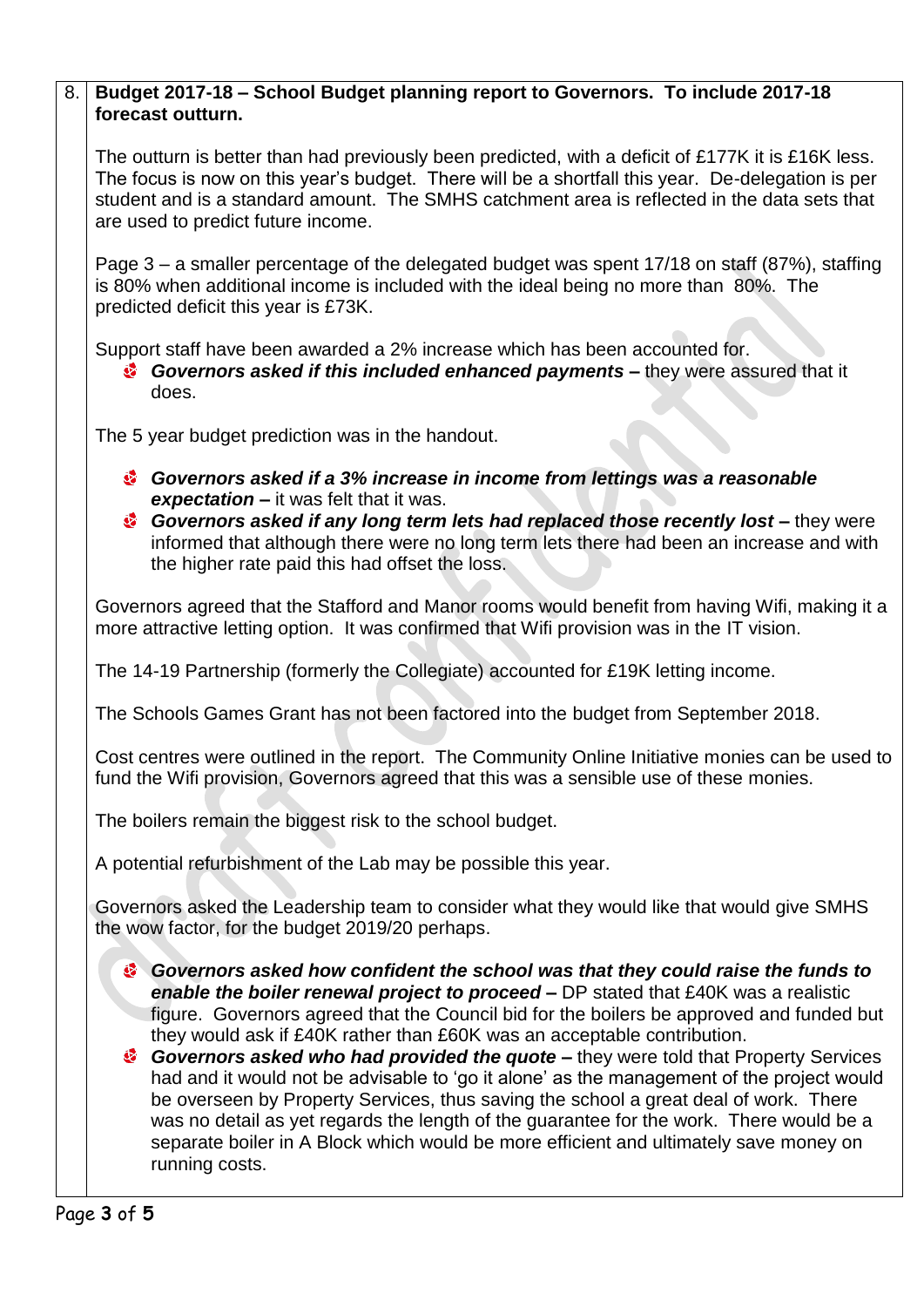**8. Budget 2017-18 – School Budget planning report to Governors. To include 2017-18 forecast outturn.**

The outturn is better than had previously been predicted, with a deficit of £177K it is £16K less. The focus is now on this year's budget. There will be a shortfall this year. De-delegation is per student and is a standard amount. The SMHS catchment area is reflected in the data sets that are used to predict future income.

Page 3 – a smaller percentage of the delegated budget was spent 17/18 on staff (87%), staffing is 80% when additional income is included with the ideal being no more than 80%. The predicted deficit this year is £73K.

Support staff have been awarded a 2% increase which has been accounted for.

- ***Governors asked if this included enhanced payments –*** they were assured that it does.

The 5 year budget prediction was in the handout.

- ***Governors asked if a 3% increase in income from lettings was a reasonable expectation –*** it was felt that it was.
- ***Governors asked if any long term lets had replaced those recently lost –*** they were informed that although there were no long term lets there had been an increase and with the higher rate paid this had offset the loss.

Governors agreed that the Stafford and Manor rooms would benefit from having Wifi, making it a more attractive letting option. It was confirmed that Wifi provision was in the IT vision.

The 14-19 Partnership (formerly the Collegiate) accounted for £19K letting income.

The Schools Games Grant has not been factored into the budget from September 2018.

Cost centres were outlined in the report. The Community Online Initiative monies can be used to fund the Wifi provision, Governors agreed that this was a sensible use of these monies.

The boilers remain the biggest risk to the school budget.

A potential refurbishment of the Lab may be possible this year.

Governors asked the Leadership team to consider what they would like that would give SMHS the wow factor, for the budget 2019/20 perhaps.

- ***Governors asked how confident the school was that they could raise the funds to enable the boiler renewal project to proceed –*** DP stated that £40K was a realistic figure. Governors agreed that the Council bid for the boilers be approved and funded but they would ask if £40K rather than £60K was an acceptable contribution.
- ***Governors asked who had provided the quote –*** they were told that Property Services had and it would not be advisable to 'go it alone' as the management of the project would be overseen by Property Services, thus saving the school a great deal of work. There was no detail as yet regards the length of the guarantee for the work. There would be a separate boiler in A Block which would be more efficient and ultimately save money on running costs.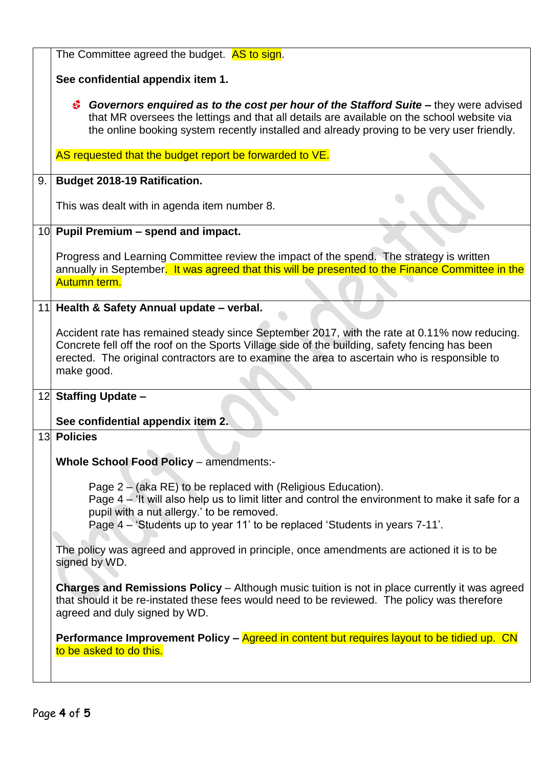| | |
|---|---|
| | The Committee agreed the budget. AS to sign.<br><br>**See confidential appendix item 1.**<br><br>- ***Governors enquired as to the cost per hour of the Stafford Suite* –** they were advised that MR oversees the lettings and that all details are available on the school website via the online booking system recently installed and already proving to be very user friendly.<br><br>AS requested that the budget report be forwarded to VE. |
| 9. | **Budget 2018-19 Ratification.**<br><br>This was dealt with in agenda item number 8. |
| 10 | **Pupil Premium – spend and impact.**<br><br>Progress and Learning Committee review the impact of the spend. The strategy is written annually in September. It was agreed that this will be presented to the Finance Committee in the Autumn term. |
| 11 | **Health & Safety Annual update – verbal.**<br><br>Accident rate has remained steady since September 2017, with the rate at 0.11% now reducing. Concrete fell off the roof on the Sports Village side of the building, safety fencing has been erected. The original contractors are to examine the area to ascertain who is responsible to make good. |
| 12 | **Staffing Update –**<br><br>**See confidential appendix item 2.** |
| 13 | **Policies**<br><br>**Whole School Food Policy** – amendments:-<br><br>Page 2 – (aka RE) to be replaced with (Religious Education).<br>Page 4 – 'It will also help us to limit litter and control the environment to make it safe for a pupil with a nut allergy.' to be removed.<br>Page 4 – 'Students up to year 11' to be replaced 'Students in years 7-11'.<br><br>The policy was agreed and approved in principle, once amendments are actioned it is to be signed by WD.<br><br>**Charges and Remissions Policy** – Although music tuition is not in place currently it was agreed that should it be re-instated these fees would need to be reviewed. The policy was therefore agreed and duly signed by WD.<br><br>**Performance Improvement Policy –** Agreed in content but requires layout to be tidied up. CN to be asked to do this. |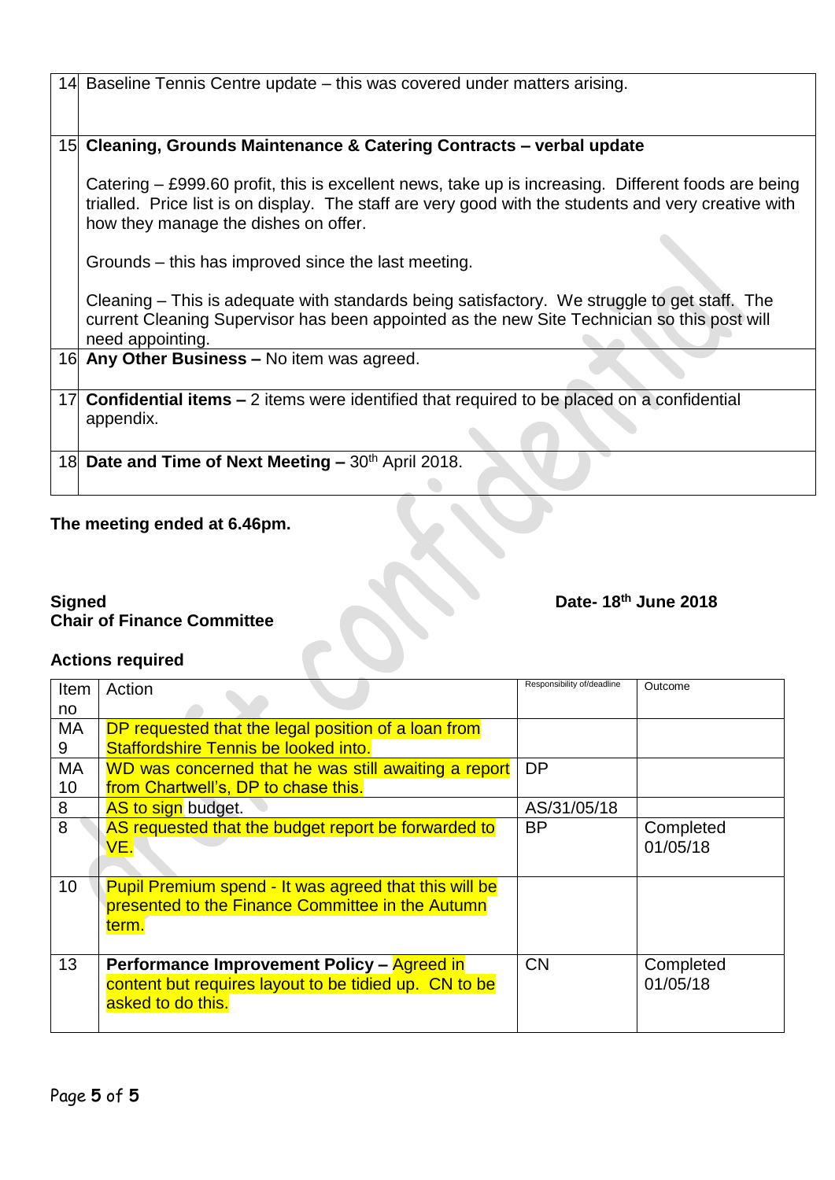| | |
|---|---|
| 14 | Baseline Tennis Centre update – this was covered under matters arising. |
| 15 | **Cleaning, Grounds Maintenance & Catering Contracts – verbal update**<br><br>Catering – £999.60 profit, this is excellent news, take up is increasing. Different foods are being trialled. Price list is on display. The staff are very good with the students and very creative with how they manage the dishes on offer.<br><br>Grounds – this has improved since the last meeting.<br><br>Cleaning – This is adequate with standards being satisfactory. We struggle to get staff. The current Cleaning Supervisor has been appointed as the new Site Technician so this post will need appointing. |
| 16 | **Any Other Business –** No item was agreed. |
| 17 | **Confidential items –** 2 items were identified that required to be placed on a confidential appendix. |
| 18 | **Date and Time of Next Meeting –** 30th April 2018. |

**The meeting ended at 6.46pm.**

**Signed**
**Chair of Finance Committee**

**Date- 18th June 2018**

**Actions required**

| Item no | Action | Responsibility of/deadline | Outcome |
|---|---|---|---|
| MA 9 | DP requested that the legal position of a loan from Staffordshire Tennis be looked into. | | |
| MA 10 | WD was concerned that he was still awaiting a report from Chartwell's, DP to chase this. | DP | |
| 8 | AS to sign budget. | AS/31/05/18 | |
| 8 | AS requested that the budget report be forwarded to VE. | BP | Completed 01/05/18 |
| 10 | Pupil Premium spend - It was agreed that this will be presented to the Finance Committee in the Autumn term. | | |
| 13 | **Performance Improvement Policy –** Agreed in content but requires layout to be tidied up. CN to be asked to do this. | CN | Completed 01/05/18 |